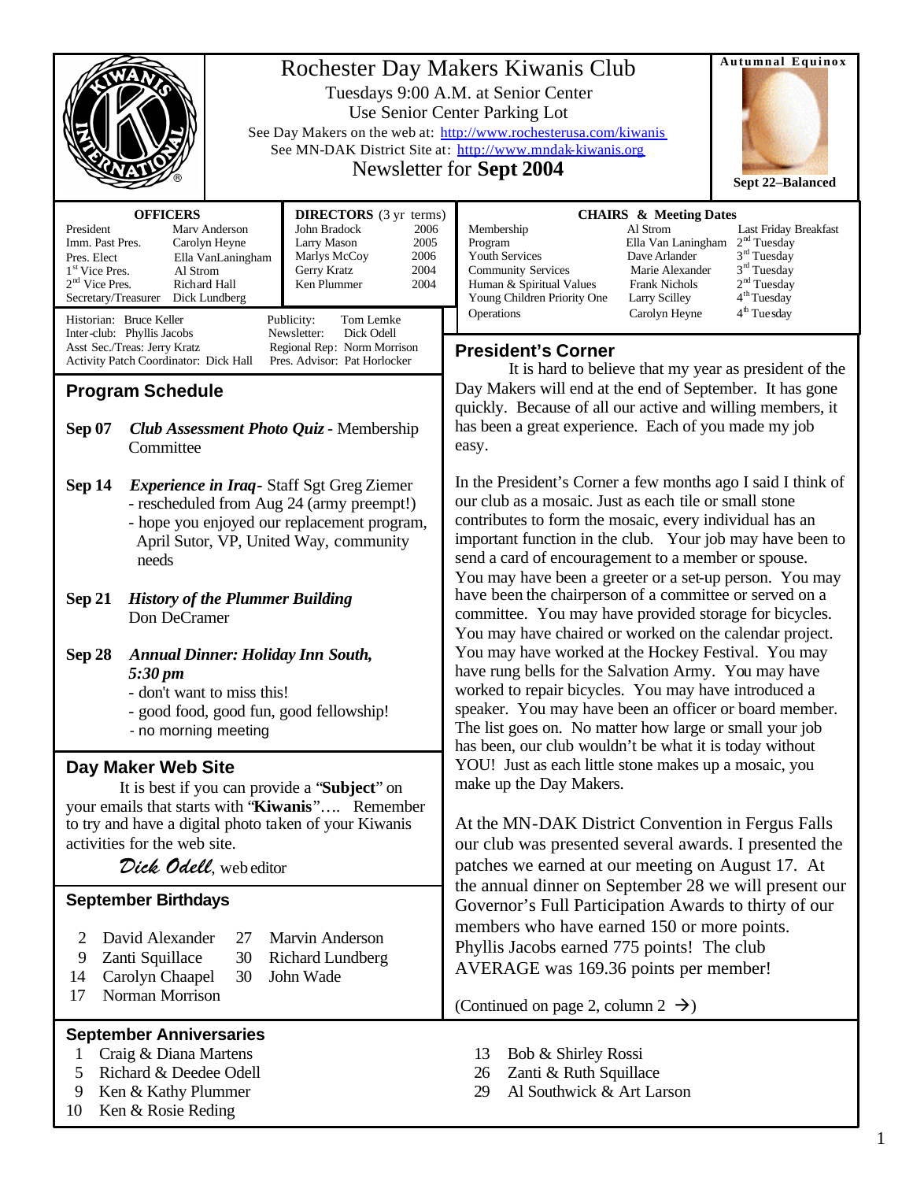# Rochester Day Makers Kiwanis Club

Tuesdays 9:00 A.M. at Senior Center

Use Senior Center Parking Lot

See Day Makers on the web at: http://www.rochesterusa.com/kiwanis

See MN-DAK District Site at: http://www.mndak-kiwanis.org

Newsletter for **Sept 2004**

**Autumnal Equinox**

**Sept 22–Balanced**

| **OFFICERS** | |
|---|---|
| President | Marv Anderson |
| Imm. Past Pres. | Carolyn Heyne |
| Pres. Elect | Ella VanLaningham |
| 1st Vice Pres. | Al Strom |
| 2nd Vice Pres. | Richard Hall |
| Secretary/Treasurer | Dick Lundberg |

| **DIRECTORS** (3 yr terms) | |
|---|---|
| John Bradock | 2006 |
| Larry Mason | 2005 |
| Marlys McCoy | 2006 |
| Gerry Kratz | 2004 |
| Ken Plummer | 2004 |

Historian: Bruce Keller
Inter-club: Phyllis Jacobs
Asst Sec./Treas: Jerry Kratz
Activity Patch Coordinator: Dick Hall

Publicity: Tom Lemke
Newsletter: Dick Odell
Regional Rep: Norm Morrison
Pres. Advisor: Pat Horlocker

| **CHAIRS & Meeting Dates** | | |
|---|---|---|
| Membership | Al Strom | Last Friday Breakfast |
| Program | Ella Van Laningham | 2nd Tuesday |
| Youth Services | Dave Arlander | 3rd Tuesday |
| Community Services | Marie Alexander | 3rd Tuesday |
| Human & Spiritual Values | Frank Nichols | 2nd Tuesday |
| Young Children Priority One | Larry Scilley | 4th Tuesday |
| Operations | Carolyn Heyne | 4th Tuesday |

## Program Schedule

**Sep 07** ***Club Assessment Photo Quiz*** - Membership Committee

**Sep 14** ***Experience in Iraq*** - Staff Sgt Greg Ziemer
- rescheduled from Aug 24 (army preempt!)
- hope you enjoyed our replacement program, April Sutor, VP, United Way, community needs

**Sep 21** ***History of the Plummer Building*** Don DeCramer

**Sep 28** ***Annual Dinner: Holiday Inn South, 5:30 pm***
- don't want to miss this!
- good food, good fun, good fellowship!
- no morning meeting

## Day Maker Web Site

It is best if you can provide a "**Subject**" on your emails that starts with "**Kiwanis**"…. Remember to try and have a digital photo taken of your Kiwanis activities for the web site.

*Dick Odell*, web editor

## September Birthdays

| | | | |
|---|---|---|---|
| 2 | David Alexander | 27 | Marvin Anderson |
| 9 | Zanti Squillace | 30 | Richard Lundberg |
| 14 | Carolyn Chaapel | 30 | John Wade |
| 17 | Norman Morrison | | |

## President's Corner

It is hard to believe that my year as president of the Day Makers will end at the end of September. It has gone quickly. Because of all our active and willing members, it has been a great experience. Each of you made my job easy.

In the President's Corner a few months ago I said I think of our club as a mosaic. Just as each tile or small stone contributes to form the mosaic, every individual has an important function in the club. Your job may have been to send a card of encouragement to a member or spouse. You may have been a greeter or a set-up person. You may have been the chairperson of a committee or served on a committee. You may have provided storage for bicycles. You may have chaired or worked on the calendar project. You may have worked at the Hockey Festival. You may have rung bells for the Salvation Army. You may have worked to repair bicycles. You may have introduced a speaker. You may have been an officer or board member. The list goes on. No matter how large or small your job has been, our club wouldn't be what it is today without YOU! Just as each little stone makes up a mosaic, you make up the Day Makers.

At the MN-DAK District Convention in Fergus Falls our club was presented several awards. I presented the patches we earned at our meeting on August 17. At the annual dinner on September 28 we will present our Governor's Full Participation Awards to thirty of our members who have earned 150 or more points. Phyllis Jacobs earned 775 points! The club AVERAGE was 169.36 points per member!

(Continued on page 2, column 2 →)

## September Anniversaries

| | |
|---|---|
| 1 | Craig & Diana Martens |
| 5 | Richard & Deedee Odell |
| 9 | Ken & Kathy Plummer |
| 10 | Ken & Rosie Reding |
| 13 | Bob & Shirley Rossi |
| 26 | Zanti & Ruth Squillace |
| 29 | Al Southwick & Art Larson |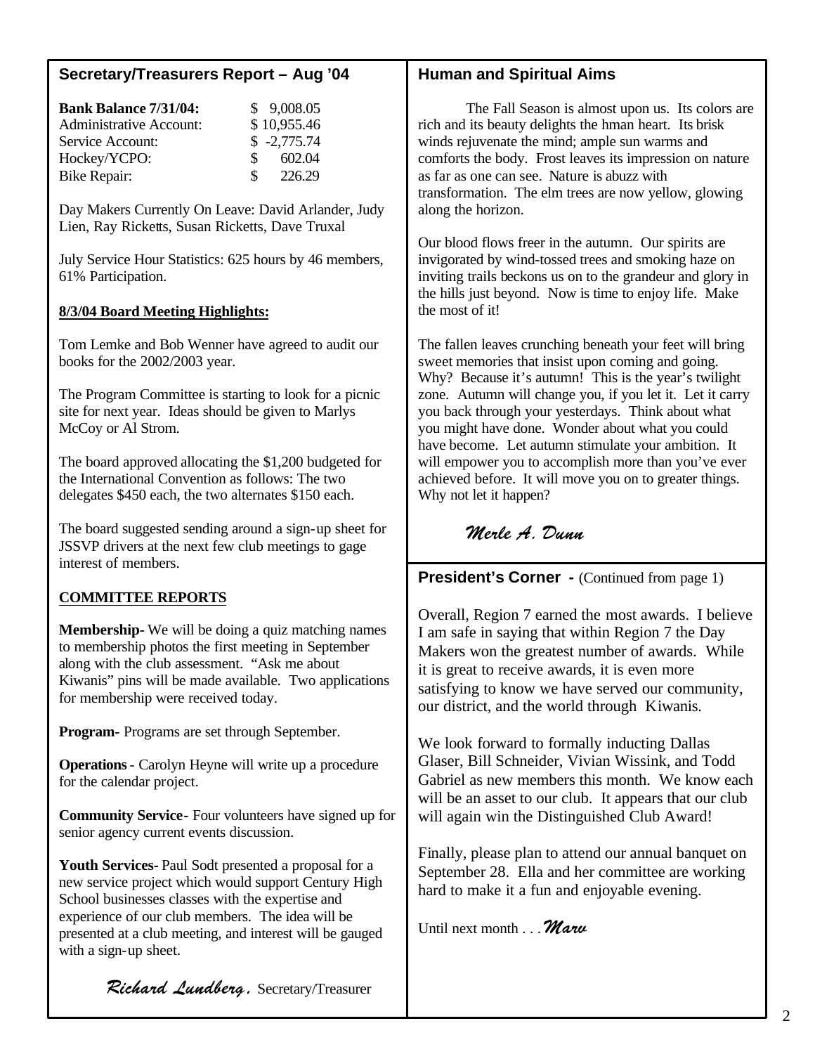## Secretary/Treasurers Report – Aug '04

| | |
|---|---|
| **Bank Balance 7/31/04:** | $ 9,008.05 |
| Administrative Account: | $ 10,955.46 |
| Service Account: | $ -2,775.74 |
| Hockey/YCPO: | $ 602.04 |
| Bike Repair: | $ 226.29 |

Day Makers Currently On Leave: David Arlander, Judy Lien, Ray Ricketts, Susan Ricketts, Dave Truxal

July Service Hour Statistics: 625 hours by 46 members, 61% Participation.

**8/3/04 Board Meeting Highlights:**

Tom Lemke and Bob Wenner have agreed to audit our books for the 2002/2003 year.

The Program Committee is starting to look for a picnic site for next year. Ideas should be given to Marlys McCoy or Al Strom.

The board approved allocating the $1,200 budgeted for the International Convention as follows: The two delegates $450 each, the two alternates $150 each.

The board suggested sending around a sign-up sheet for JSSVP drivers at the next few club meetings to gage interest of members.

**COMMITTEE REPORTS**

**Membership**- We will be doing a quiz matching names to membership photos the first meeting in September along with the club assessment. "Ask me about Kiwanis" pins will be made available. Two applications for membership were received today.

**Program**- Programs are set through September.

**Operations** - Carolyn Heyne will write up a procedure for the calendar project.

**Community Service**- Four volunteers have signed up for senior agency current events discussion.

**Youth Services**- Paul Sodt presented a proposal for a new service project which would support Century High School businesses classes with the expertise and experience of our club members. The idea will be presented at a club meeting, and interest will be gauged with a sign-up sheet.

*Richard Lundberg,* Secretary/Treasurer

## Human and Spiritual Aims

The Fall Season is almost upon us. Its colors are rich and its beauty delights the hman heart. Its brisk winds rejuvenate the mind; ample sun warms and comforts the body. Frost leaves its impression on nature as far as one can see. Nature is abuzz with transformation. The elm trees are now yellow, glowing along the horizon.

Our blood flows freer in the autumn. Our spirits are invigorated by wind-tossed trees and smoking haze on inviting trails beckons us on to the grandeur and glory in the hills just beyond. Now is time to enjoy life. Make the most of it!

The fallen leaves crunching beneath your feet will bring sweet memories that insist upon coming and going. Why? Because it's autumn! This is the year's twilight zone. Autumn will change you, if you let it. Let it carry you back through your yesterdays. Think about what you might have done. Wonder about what you could have become. Let autumn stimulate your ambition. It will empower you to accomplish more than you've ever achieved before. It will move you on to greater things. Why not let it happen?

*Merle A. Dunn*

## President's Corner - (Continued from page 1)

Overall, Region 7 earned the most awards. I believe I am safe in saying that within Region 7 the Day Makers won the greatest number of awards. While it is great to receive awards, it is even more satisfying to know we have served our community, our district, and the world through Kiwanis.

We look forward to formally inducting Dallas Glaser, Bill Schneider, Vivian Wissink, and Todd Gabriel as new members this month. We know each will be an asset to our club. It appears that our club will again win the Distinguished Club Award!

Finally, please plan to attend our annual banquet on September 28. Ella and her committee are working hard to make it a fun and enjoyable evening.

Until next month . . . *Marv*